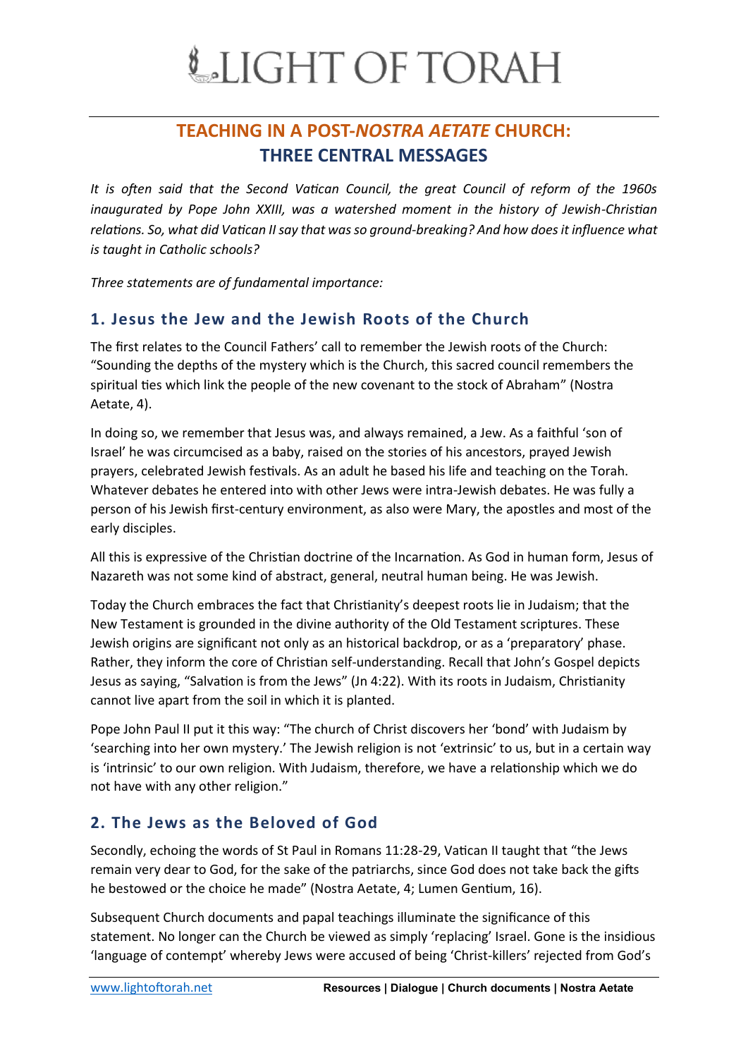# LIGHT OF TORAH

## TEACHING IN A POST-*NOSTRA AETATE* CHURCH: THREE CENTRAL MESSAGES

*It is often said that the Second Vatican Council, the great Council of reform of the 1960s inaugurated by Pope John XXIII, was a watershed moment in the history of Jewish-Christian relations. So, what did Vatican II say that was so ground-breaking? And how does it influence what is taught in Catholic schools?*

*Three statements are of fundamental importance:*

### 1. Jesus the Jew and the Jewish Roots of the Church

The first relates to the Council Fathers' call to remember the Jewish roots of the Church: "Sounding the depths of the mystery which is the Church, this sacred council remembers the spiritual ties which link the people of the new covenant to the stock of Abraham" (Nostra Aetate, 4).

In doing so, we remember that Jesus was, and always remained, a Jew. As a faithful 'son of Israel' he was circumcised as a baby, raised on the stories of his ancestors, prayed Jewish prayers, celebrated Jewish festivals. As an adult he based his life and teaching on the Torah. Whatever debates he entered into with other Jews were intra-Jewish debates. He was fully a person of his Jewish first-century environment, as also were Mary, the apostles and most of the early disciples.

All this is expressive of the Christian doctrine of the Incarnation. As God in human form, Jesus of Nazareth was not some kind of abstract, general, neutral human being. He was Jewish.

Today the Church embraces the fact that Christianity's deepest roots lie in Judaism; that the New Testament is grounded in the divine authority of the Old Testament scriptures. These Jewish origins are significant not only as an historical backdrop, or as a 'preparatory' phase. Rather, they inform the core of Christian self-understanding. Recall that John's Gospel depicts Jesus as saying, "Salvation is from the Jews" (Jn 4:22). With its roots in Judaism, Christianity cannot live apart from the soil in which it is planted.

Pope John Paul II put it this way: "The church of Christ discovers her 'bond' with Judaism by 'searching into her own mystery.' The Jewish religion is not 'extrinsic' to us, but in a certain way is 'intrinsic' to our own religion. With Judaism, therefore, we have a relationship which we do not have with any other religion."

### 2. The Jews as the Beloved of God

Secondly, echoing the words of St Paul in Romans 11:28-29, Vatican II taught that "the Jews remain very dear to God, for the sake of the patriarchs, since God does not take back the gifts he bestowed or the choice he made" (Nostra Aetate, 4; Lumen Gentium, 16).

Subsequent Church documents and papal teachings illuminate the significance of this statement. No longer can the Church be viewed as simply 'replacing' Israel. Gone is the insidious 'language of contempt' whereby Jews were accused of being 'Christ-killers' rejected from God's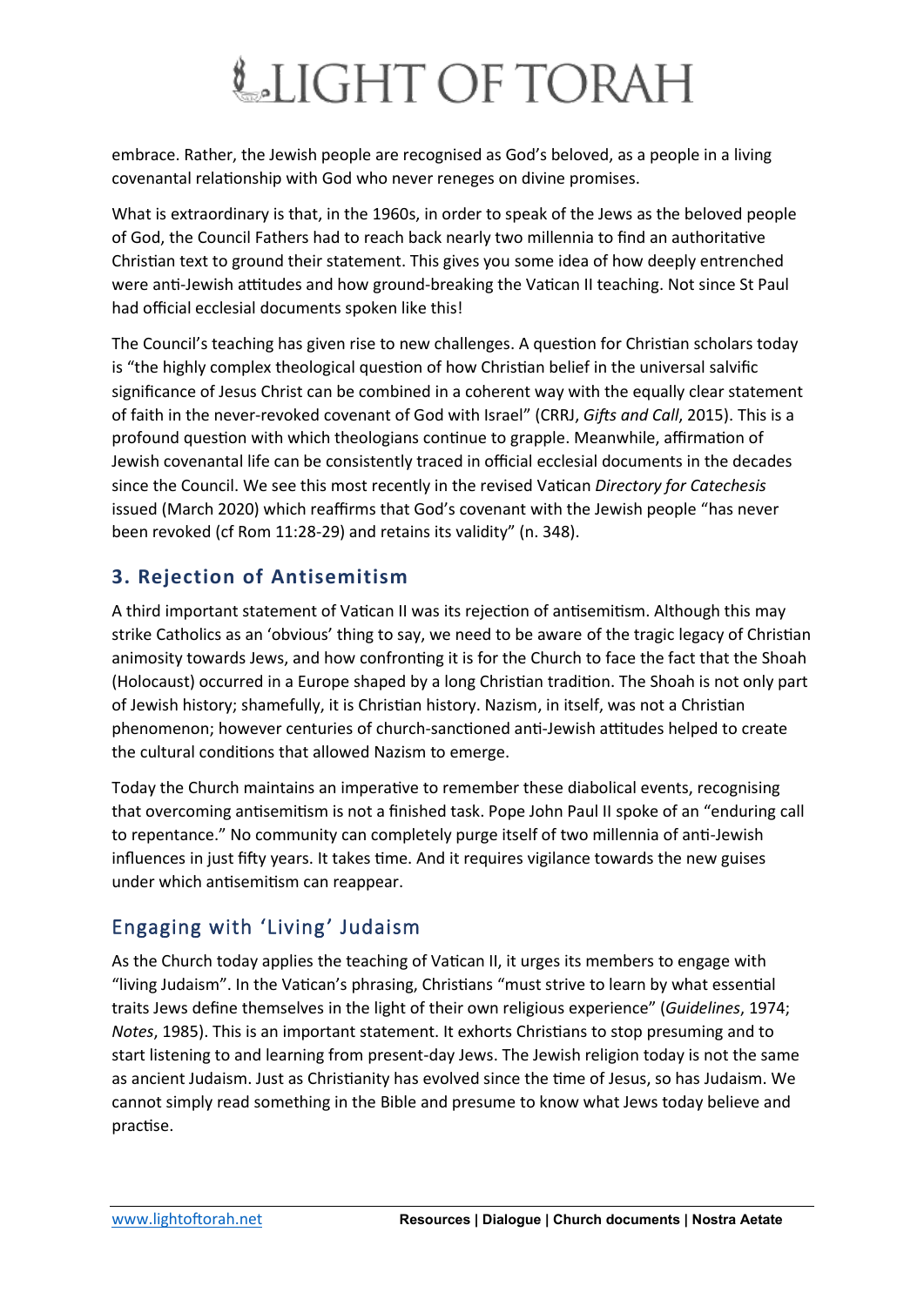embrace. Rather, the Jewish people are recognised as God's beloved, as a people in a living covenantal relationship with God who never reneges on divine promises.

What is extraordinary is that, in the 1960s, in order to speak of the Jews as the beloved people of God, the Council Fathers had to reach back nearly two millennia to find an authoritative Christian text to ground their statement. This gives you some idea of how deeply entrenched were anti-Jewish attitudes and how ground-breaking the Vatican II teaching. Not since St Paul had official ecclesial documents spoken like this!

The Council's teaching has given rise to new challenges. A question for Christian scholars today is "the highly complex theological question of how Christian belief in the universal salvific significance of Jesus Christ can be combined in a coherent way with the equally clear statement of faith in the never-revoked covenant of God with Israel" (CRRJ, *Gifts and Call*, 2015). This is a profound question with which theologians continue to grapple. Meanwhile, affirmation of Jewish covenantal life can be consistently traced in official ecclesial documents in the decades since the Council. We see this most recently in the revised Vatican *Directory for Catechesis* issued (March 2020) which reaffirms that God's covenant with the Jewish people "has never been revoked (cf Rom 11:28-29) and retains its validity" (n. 348).

## 3. Rejection of Antisemitism

A third important statement of Vatican II was its rejection of antisemitism. Although this may strike Catholics as an 'obvious' thing to say, we need to be aware of the tragic legacy of Christian animosity towards Jews, and how confronting it is for the Church to face the fact that the Shoah (Holocaust) occurred in a Europe shaped by a long Christian tradition. The Shoah is not only part of Jewish history; shamefully, it is Christian history. Nazism, in itself, was not a Christian phenomenon; however centuries of church-sanctioned anti-Jewish attitudes helped to create the cultural conditions that allowed Nazism to emerge.

Today the Church maintains an imperative to remember these diabolical events, recognising that overcoming antisemitism is not a finished task. Pope John Paul II spoke of an "enduring call to repentance." No community can completely purge itself of two millennia of anti-Jewish influences in just fifty years. It takes time. And it requires vigilance towards the new guises under which antisemitism can reappear.

## Engaging with 'Living' Judaism

As the Church today applies the teaching of Vatican II, it urges its members to engage with "living Judaism". In the Vatican's phrasing, Christians "must strive to learn by what essential traits Jews define themselves in the light of their own religious experience" (*Guidelines*, 1974; *Notes*, 1985). This is an important statement. It exhorts Christians to stop presuming and to start listening to and learning from present-day Jews. The Jewish religion today is not the same as ancient Judaism. Just as Christianity has evolved since the time of Jesus, so has Judaism. We cannot simply read something in the Bible and presume to know what Jews today believe and practise.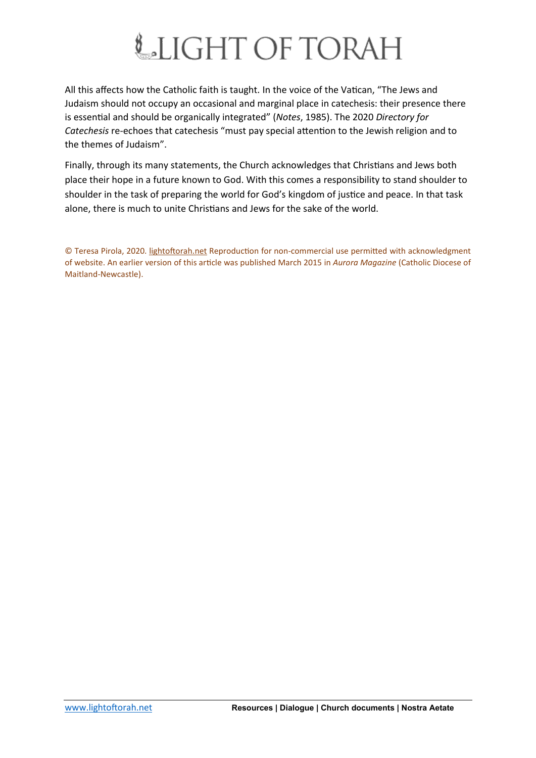All this affects how the Catholic faith is taught. In the voice of the Vatican, “The Jews and Judaism should not occupy an occasional and marginal place in catechesis: their presence there is essential and should be organically integrated” (*Notes*, 1985). The 2020 *Directory for Catechesis* re-echoes that catechesis “must pay special attention to the Jewish religion and to the themes of Judaism”.

Finally, through its many statements, the Church acknowledges that Christians and Jews both place their hope in a future known to God. With this comes a responsibility to stand shoulder to shoulder in the task of preparing the world for God’s kingdom of justice and peace. In that task alone, there is much to unite Christians and Jews for the sake of the world.

© Teresa Pirola, 2020. lightoftorah.net Reproduction for non-commercial use permitted with acknowledgment of website. An earlier version of this article was published March 2015 in *Aurora Magazine* (Catholic Diocese of Maitland-Newcastle).